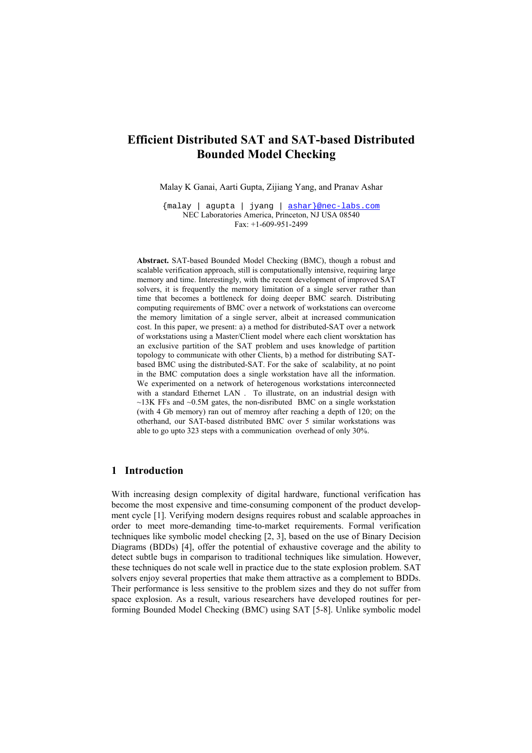# Efficient Distributed SAT and SAT-based Distributed Bounded Model Checking

Malay K Ganai, Aarti Gupta, Zijiang Yang, and Pranav Ashar

{malay | agupta | jyang | ashar}@nec-labs.com
NEC Laboratories America, Princeton, NJ USA 08540
Fax: +1-609-951-2499

**Abstract.** SAT-based Bounded Model Checking (BMC), though a robust and scalable verification approach, still is computationally intensive, requiring large memory and time. Interestingly, with the recent development of improved SAT solvers, it is frequently the memory limitation of a single server rather than time that becomes a bottleneck for doing deeper BMC search. Distributing computing requirements of BMC over a network of workstations can overcome the memory limitation of a single server, albeit at increased communication cost. In this paper, we present: a) a method for distributed-SAT over a network of workstations using a Master/Client model where each client worsktation has an exclusive partition of the SAT problem and uses knowledge of partition topology to communicate with other Clients, b) a method for distributing SAT-based BMC using the distributed-SAT. For the sake of scalability, at no point in the BMC computation does a single workstation have all the information. We experimented on a network of heterogenous workstations interconnected with a standard Ethernet LAN . To illustrate, on an industrial design with ~13K FFs and ~0.5M gates, the non-disributed BMC on a single workstation (with 4 Gb memory) ran out of memroy after reaching a depth of 120; on the otherhand, our SAT-based distributed BMC over 5 similar workstations was able to go upto 323 steps with a communication overhead of only 30%.

## 1 Introduction

With increasing design complexity of digital hardware, functional verification has become the most expensive and time-consuming component of the product development cycle [1]. Verifying modern designs requires robust and scalable approaches in order to meet more-demanding time-to-market requirements. Formal verification techniques like symbolic model checking [2, 3], based on the use of Binary Decision Diagrams (BDDs) [4], offer the potential of exhaustive coverage and the ability to detect subtle bugs in comparison to traditional techniques like simulation. However, these techniques do not scale well in practice due to the state explosion problem. SAT solvers enjoy several properties that make them attractive as a complement to BDDs. Their performance is less sensitive to the problem sizes and they do not suffer from space explosion. As a result, various researchers have developed routines for performing Bounded Model Checking (BMC) using SAT [5-8]. Unlike symbolic model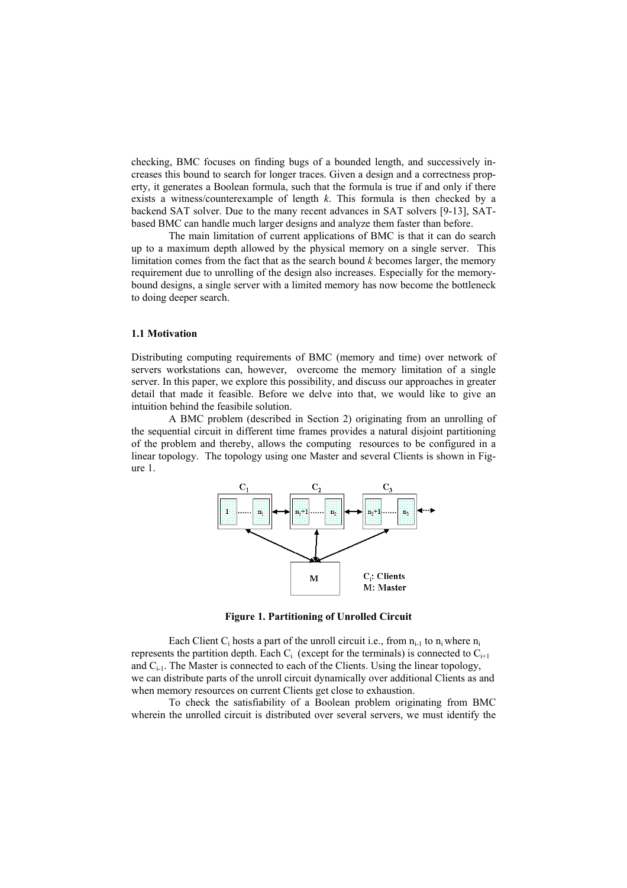checking, BMC focuses on finding bugs of a bounded length, and successively increases this bound to search for longer traces. Given a design and a correctness property, it generates a Boolean formula, such that the formula is true if and only if there exists a witness/counterexample of length *k*. This formula is then checked by a backend SAT solver. Due to the many recent advances in SAT solvers [9-13], SAT-based BMC can handle much larger designs and analyze them faster than before.

The main limitation of current applications of BMC is that it can do search up to a maximum depth allowed by the physical memory on a single server. This limitation comes from the fact that as the search bound *k* becomes larger, the memory requirement due to unrolling of the design also increases. Especially for the memory-bound designs, a single server with a limited memory has now become the bottleneck to doing deeper search.

### 1.1 Motivation

Distributing computing requirements of BMC (memory and time) over network of servers workstations can, however, overcome the memory limitation of a single server. In this paper, we explore this possibility, and discuss our approaches in greater detail that made it feasible. Before we delve into that, we would like to give an intuition behind the feasibile solution.

A BMC problem (described in Section 2) originating from an unrolling of the sequential circuit in different time frames provides a natural disjoint partitioning of the problem and thereby, allows the computing resources to be configured in a linear topology. The topology using one Master and several Clients is shown in Figure 1.

**Figure 1. Partitioning of Unrolled Circuit**

Each Client $C_i$ hosts a part of the unroll circuit i.e., from $n_{i-1}$ to $n_i$ where $n_i$ represents the partition depth. Each $C_i$ (except for the terminals) is connected to $C_{i+1}$ and $C_{i-1}$. The Master is connected to each of the Clients. Using the linear topology, we can distribute parts of the unroll circuit dynamically over additional Clients as and when memory resources on current Clients get close to exhaustion.

To check the satisfiability of a Boolean problem originating from BMC wherein the unrolled circuit is distributed over several servers, we must identify the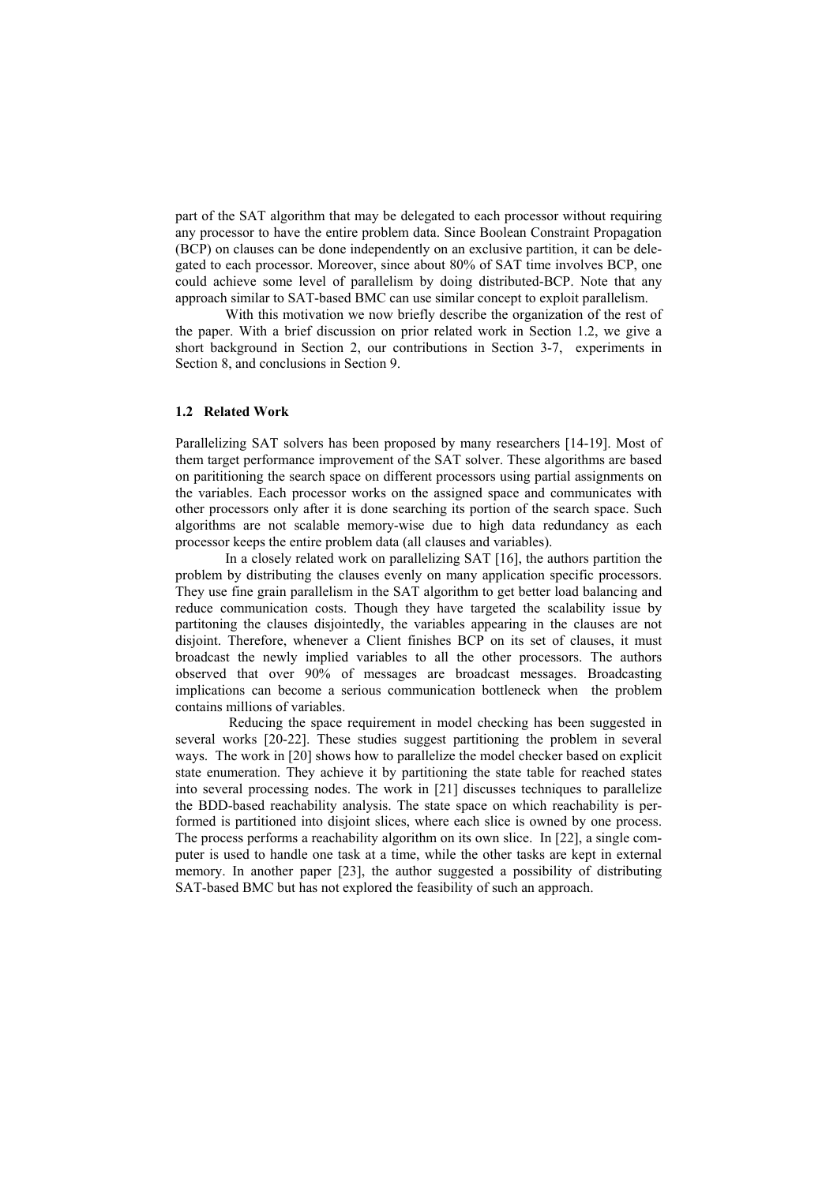part of the SAT algorithm that may be delegated to each processor without requiring any processor to have the entire problem data. Since Boolean Constraint Propagation (BCP) on clauses can be done independently on an exclusive partition, it can be delegated to each processor. Moreover, since about 80% of SAT time involves BCP, one could achieve some level of parallelism by doing distributed-BCP. Note that any approach similar to SAT-based BMC can use similar concept to exploit parallelism.

With this motivation we now briefly describe the organization of the rest of the paper. With a brief discussion on prior related work in Section 1.2, we give a short background in Section 2, our contributions in Section 3-7, experiments in Section 8, and conclusions in Section 9.

### 1.2 Related Work

Parallelizing SAT solvers has been proposed by many researchers [14-19]. Most of them target performance improvement of the SAT solver. These algorithms are based on parititioning the search space on different processors using partial assignments on the variables. Each processor works on the assigned space and communicates with other processors only after it is done searching its portion of the search space. Such algorithms are not scalable memory-wise due to high data redundancy as each processor keeps the entire problem data (all clauses and variables).

In a closely related work on parallelizing SAT [16], the authors partition the problem by distributing the clauses evenly on many application specific processors. They use fine grain parallelism in the SAT algorithm to get better load balancing and reduce communication costs. Though they have targeted the scalability issue by partitoning the clauses disjointedly, the variables appearing in the clauses are not disjoint. Therefore, whenever a Client finishes BCP on its set of clauses, it must broadcast the newly implied variables to all the other processors. The authors observed that over 90% of messages are broadcast messages. Broadcasting implications can become a serious communication bottleneck when the problem contains millions of variables.

Reducing the space requirement in model checking has been suggested in several works [20-22]. These studies suggest partitioning the problem in several ways. The work in [20] shows how to parallelize the model checker based on explicit state enumeration. They achieve it by partitioning the state table for reached states into several processing nodes. The work in [21] discusses techniques to parallelize the BDD-based reachability analysis. The state space on which reachability is performed is partitioned into disjoint slices, where each slice is owned by one process. The process performs a reachability algorithm on its own slice. In [22], a single computer is used to handle one task at a time, while the other tasks are kept in external memory. In another paper [23], the author suggested a possibility of distributing SAT-based BMC but has not explored the feasibility of such an approach.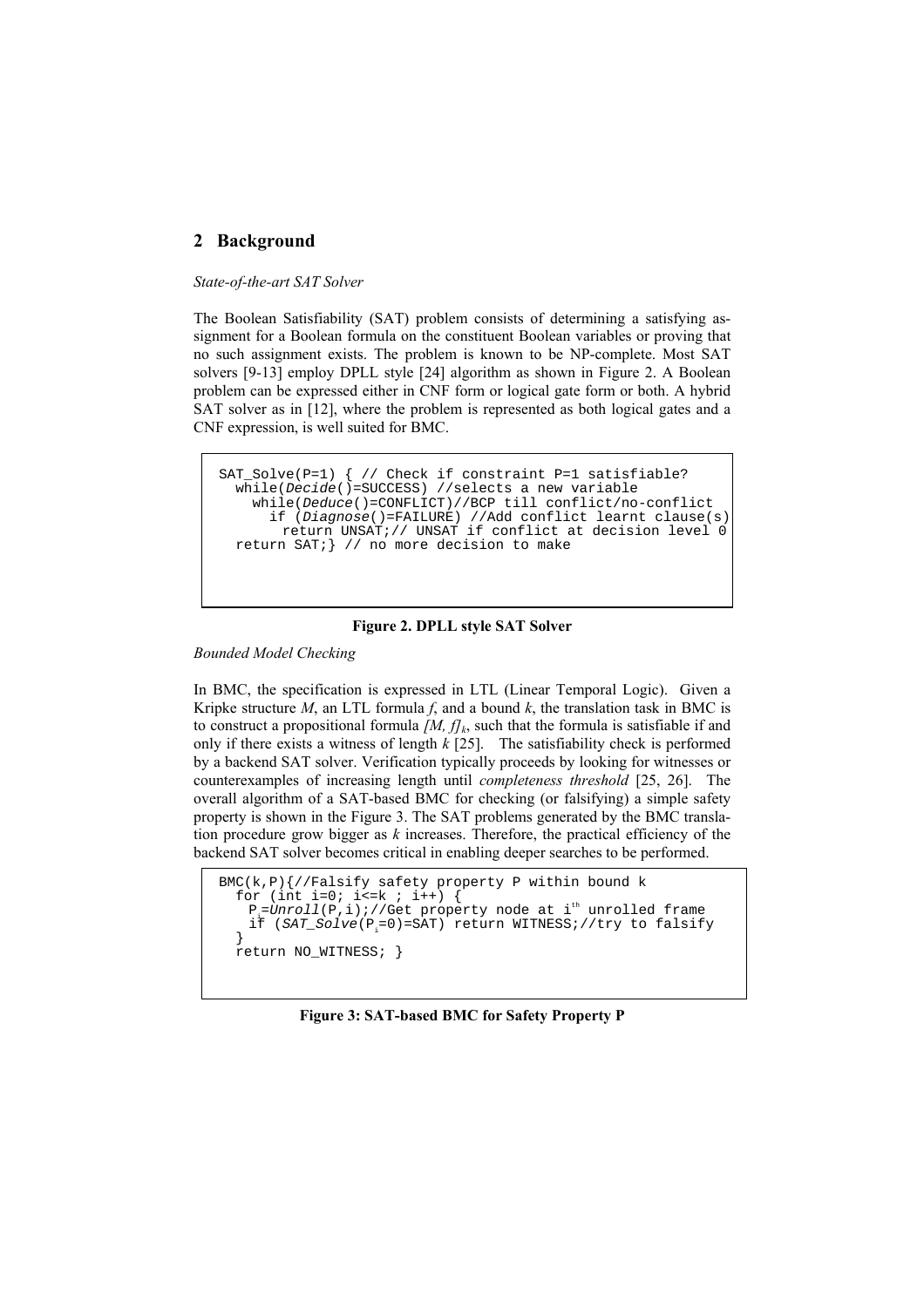## 2 Background

*State-of-the-art SAT Solver*

The Boolean Satisfiability (SAT) problem consists of determining a satisfying assignment for a Boolean formula on the constituent Boolean variables or proving that no such assignment exists. The problem is known to be NP-complete. Most SAT solvers [9-13] employ DPLL style [24] algorithm as shown in Figure 2. A Boolean problem can be expressed either in CNF form or logical gate form or both. A hybrid SAT solver as in [12], where the problem is represented as both logical gates and a CNF expression, is well suited for BMC.

```
SAT_Solve(P=1) { // Check if constraint P=1 satisfiable?
  while(Decide()=SUCCESS) //selects a new variable
    while(Deduce()=CONFLICT)//BCP till conflict/no-conflict
      if (Diagnose()=FAILURE) //Add conflict learnt clause(s)
        return UNSAT;// UNSAT if conflict at decision level 0
  return SAT;} // no more decision to make
```

**Figure 2. DPLL style SAT Solver**

*Bounded Model Checking*

In BMC, the specification is expressed in LTL (Linear Temporal Logic). Given a Kripke structure *M*, an LTL formula *f*, and a bound *k*, the translation task in BMC is to construct a propositional formula $[M, f]_k$, such that the formula is satisfiable if and only if there exists a witness of length *k* [25]. The satisfiability check is performed by a backend SAT solver. Verification typically proceeds by looking for witnesses or counterexamples of increasing length until *completeness threshold* [25, 26]. The overall algorithm of a SAT-based BMC for checking (or falsifying) a simple safety property is shown in the Figure 3. The SAT problems generated by the BMC translation procedure grow bigger as *k* increases. Therefore, the practical efficiency of the backend SAT solver becomes critical in enabling deeper searches to be performed.

```
BMC(k,P){//Falsify safety property P within bound k
  for (int i=0; i<=k ; i++) {
    Pi=Unroll(P,i);//Get property node at ith unrolled frame
    if (SAT_Solve(Pi=0)=SAT) return WITNESS;//try to falsify
  }
  return NO_WITNESS; }
```

**Figure 3: SAT-based BMC for Safety Property P**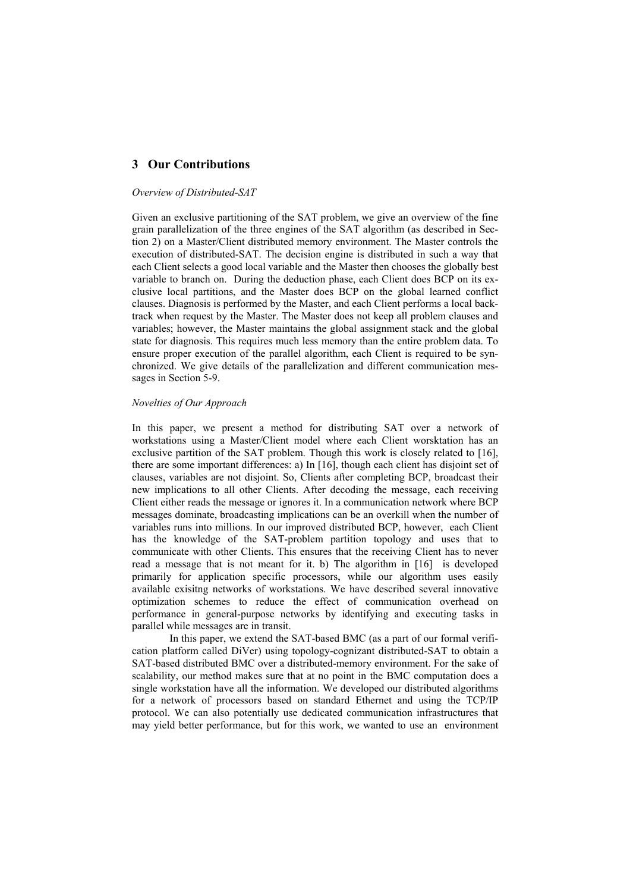## 3 Our Contributions

*Overview of Distributed-SAT*

Given an exclusive partitioning of the SAT problem, we give an overview of the fine grain parallelization of the three engines of the SAT algorithm (as described in Section 2) on a Master/Client distributed memory environment. The Master controls the execution of distributed-SAT. The decision engine is distributed in such a way that each Client selects a good local variable and the Master then chooses the globally best variable to branch on. During the deduction phase, each Client does BCP on its exclusive local partitions, and the Master does BCP on the global learned conflict clauses. Diagnosis is performed by the Master, and each Client performs a local backtrack when request by the Master. The Master does not keep all problem clauses and variables; however, the Master maintains the global assignment stack and the global state for diagnosis. This requires much less memory than the entire problem data. To ensure proper execution of the parallel algorithm, each Client is required to be synchronized. We give details of the parallelization and different communication messages in Section 5-9.

*Novelties of Our Approach*

In this paper, we present a method for distributing SAT over a network of workstations using a Master/Client model where each Client worsktation has an exclusive partition of the SAT problem. Though this work is closely related to [16], there are some important differences: a) In [16], though each client has disjoint set of clauses, variables are not disjoint. So, Clients after completing BCP, broadcast their new implications to all other Clients. After decoding the message, each receiving Client either reads the message or ignores it. In a communication network where BCP messages dominate, broadcasting implications can be an overkill when the number of variables runs into millions. In our improved distributed BCP, however, each Client has the knowledge of the SAT-problem partition topology and uses that to communicate with other Clients. This ensures that the receiving Client has to never read a message that is not meant for it. b) The algorithm in [16] is developed primarily for application specific processors, while our algorithm uses easily available exisitng networks of workstations. We have described several innovative optimization schemes to reduce the effect of communication overhead on performance in general-purpose networks by identifying and executing tasks in parallel while messages are in transit.

In this paper, we extend the SAT-based BMC (as a part of our formal verification platform called DiVer) using topology-cognizant distributed-SAT to obtain a SAT-based distributed BMC over a distributed-memory environment. For the sake of scalability, our method makes sure that at no point in the BMC computation does a single workstation have all the information. We developed our distributed algorithms for a network of processors based on standard Ethernet and using the TCP/IP protocol. We can also potentially use dedicated communication infrastructures that may yield better performance, but for this work, we wanted to use an environment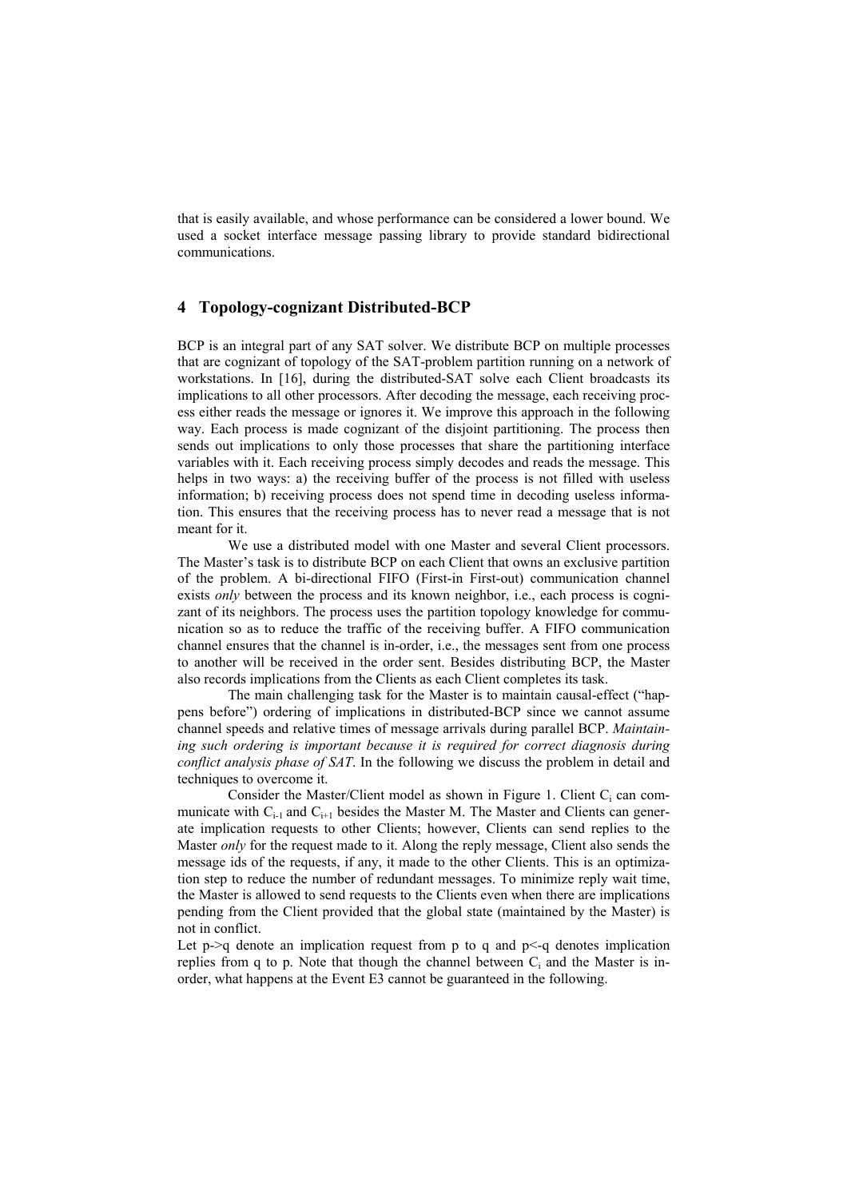that is easily available, and whose performance can be considered a lower bound. We used a socket interface message passing library to provide standard bidirectional communications.

## 4 Topology-cognizant Distributed-BCP

BCP is an integral part of any SAT solver. We distribute BCP on multiple processes that are cognizant of topology of the SAT-problem partition running on a network of workstations. In [16], during the distributed-SAT solve each Client broadcasts its implications to all other processors. After decoding the message, each receiving process either reads the message or ignores it. We improve this approach in the following way. Each process is made cognizant of the disjoint partitioning. The process then sends out implications to only those processes that share the partitioning interface variables with it. Each receiving process simply decodes and reads the message. This helps in two ways: a) the receiving buffer of the process is not filled with useless information; b) receiving process does not spend time in decoding useless information. This ensures that the receiving process has to never read a message that is not meant for it.

We use a distributed model with one Master and several Client processors. The Master's task is to distribute BCP on each Client that owns an exclusive partition of the problem. A bi-directional FIFO (First-in First-out) communication channel exists *only* between the process and its known neighbor, i.e., each process is cognizant of its neighbors. The process uses the partition topology knowledge for communication so as to reduce the traffic of the receiving buffer. A FIFO communication channel ensures that the channel is in-order, i.e., the messages sent from one process to another will be received in the order sent. Besides distributing BCP, the Master also records implications from the Clients as each Client completes its task.

The main challenging task for the Master is to maintain causal-effect ("happens before") ordering of implications in distributed-BCP since we cannot assume channel speeds and relative times of message arrivals during parallel BCP. *Maintaining such ordering is important because it is required for correct diagnosis during conflict analysis phase of SAT*. In the following we discuss the problem in detail and techniques to overcome it.

Consider the Master/Client model as shown in Figure 1. Client $C_i$ can communicate with $C_{i-1}$ and $C_{i+1}$ besides the Master M. The Master and Clients can generate implication requests to other Clients; however, Clients can send replies to the Master *only* for the request made to it. Along the reply message, Client also sends the message ids of the requests, if any, it made to the other Clients. This is an optimization step to reduce the number of redundant messages. To minimize reply wait time, the Master is allowed to send requests to the Clients even when there are implications pending from the Client provided that the global state (maintained by the Master) is not in conflict.

Let p->q denote an implication request from p to q and p<-q denotes implication replies from q to p. Note that though the channel between $C_i$ and the Master is in-order, what happens at the Event E3 cannot be guaranteed in the following.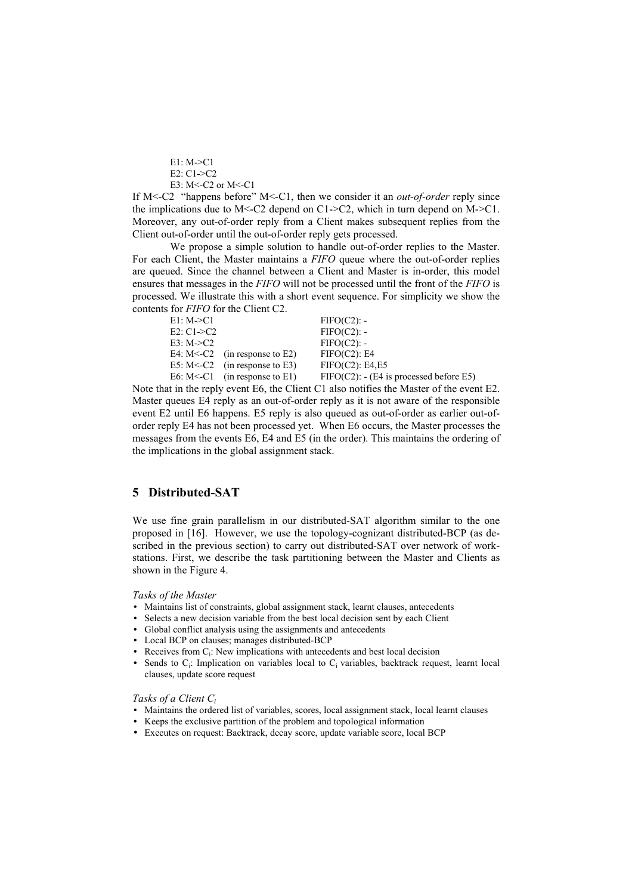E1: M->C1
E2: C1->C2
E3: M<-C2 or M<-C1

If M<-C2 "happens before" M<-C1, then we consider it an *out-of-order* reply since the implications due to M<-C2 depend on C1->C2, which in turn depend on M->C1. Moreover, any out-of-order reply from a Client makes subsequent replies from the Client out-of-order until the out-of-order reply gets processed.

We propose a simple solution to handle out-of-order replies to the Master. For each Client, the Master maintains a *FIFO* queue where the out-of-order replies are queued. Since the channel between a Client and Master is in-order, this model ensures that messages in the *FIFO* will not be processed until the front of the *FIFO* is processed. We illustrate this with a short event sequence. For simplicity we show the contents for *FIFO* for the Client C2.

| | | |
|---|---|---|
| E1: M->C1 | | FIFO(C2): - |
| E2: C1->C2 | | FIFO(C2): - |
| E3: M->C2 | | FIFO(C2): - |
| E4: M<-C2 | (in response to E2) | FIFO(C2): E4 |
| E5: M<-C2 | (in response to E3) | FIFO(C2): E4,E5 |
| E6: M<-C1 | (in response to E1) | FIFO(C2): - (E4 is processed before E5) |

Note that in the reply event E6, the Client C1 also notifies the Master of the event E2. Master queues E4 reply as an out-of-order reply as it is not aware of the responsible event E2 until E6 happens. E5 reply is also queued as out-of-order as earlier out-of-order reply E4 has not been processed yet. When E6 occurs, the Master processes the messages from the events E6, E4 and E5 (in the order). This maintains the ordering of the implications in the global assignment stack.

## 5 Distributed-SAT

We use fine grain parallelism in our distributed-SAT algorithm similar to the one proposed in [16]. However, we use the topology-cognizant distributed-BCP (as described in the previous section) to carry out distributed-SAT over network of workstations. First, we describe the task partitioning between the Master and Clients as shown in the Figure 4.

*Tasks of the Master*

- Maintains list of constraints, global assignment stack, learnt clauses, antecedents
- Selects a new decision variable from the best local decision sent by each Client
- Global conflict analysis using the assignments and antecedents
- Local BCP on clauses; manages distributed-BCP
- Receives from $C_i$: New implications with antecedents and best local decision
- Sends to $C_i$: Implication on variables local to $C_i$ variables, backtrack request, learnt local clauses, update score request

*Tasks of a Client $C_i$*

- Maintains the ordered list of variables, scores, local assignment stack, local learnt clauses
- Keeps the exclusive partition of the problem and topological information
- Executes on request: Backtrack, decay score, update variable score, local BCP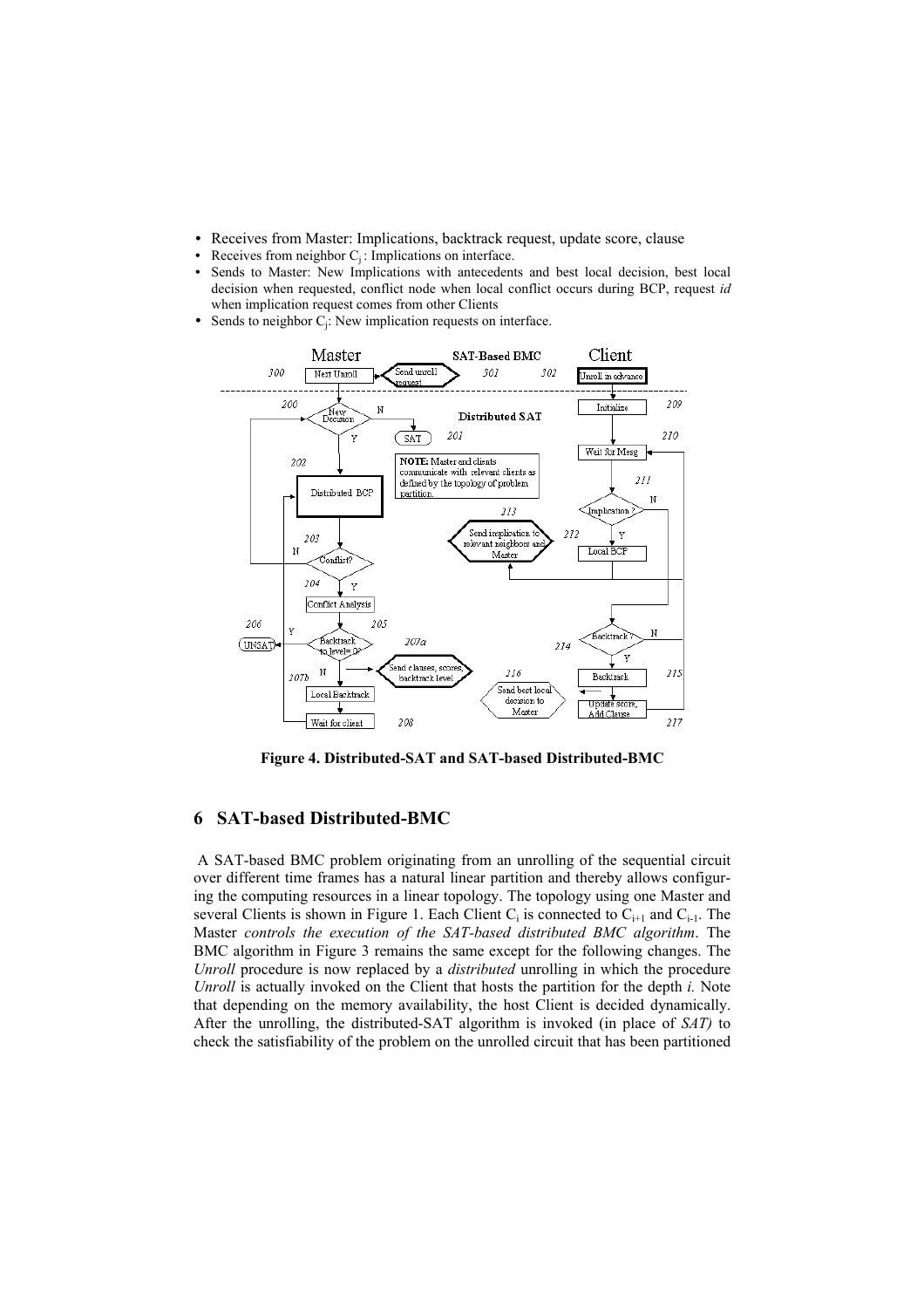- Receives from Master: Implications, backtrack request, update score, clause
- Receives from neighbor $C_j$ : Implications on interface.
- Sends to Master: New Implications with antecedents and best local decision, best local decision when requested, conflict node when local conflict occurs during BCP, request *id* when implication request comes from other Clients
- Sends to neighbor $C_j$: New implication requests on interface.

**Figure 4. Distributed-SAT and SAT-based Distributed-BMC**

## 6 SAT-based Distributed-BMC

A SAT-based BMC problem originating from an unrolling of the sequential circuit over different time frames has a natural linear partition and thereby allows configuring the computing resources in a linear topology. The topology using one Master and several Clients is shown in Figure 1. Each Client $C_i$ is connected to $C_{i+1}$ and $C_{i-1}$. The Master *controls the execution of the SAT-based distributed BMC algorithm*. The BMC algorithm in Figure 3 remains the same except for the following changes. The *Unroll* procedure is now replaced by a *distributed* unrolling in which the procedure *Unroll* is actually invoked on the Client that hosts the partition for the depth *i.* Note that depending on the memory availability, the host Client is decided dynamically. After the unrolling, the distributed-SAT algorithm is invoked (in place of *SAT)* to check the satisfiability of the problem on the unrolled circuit that has been partitioned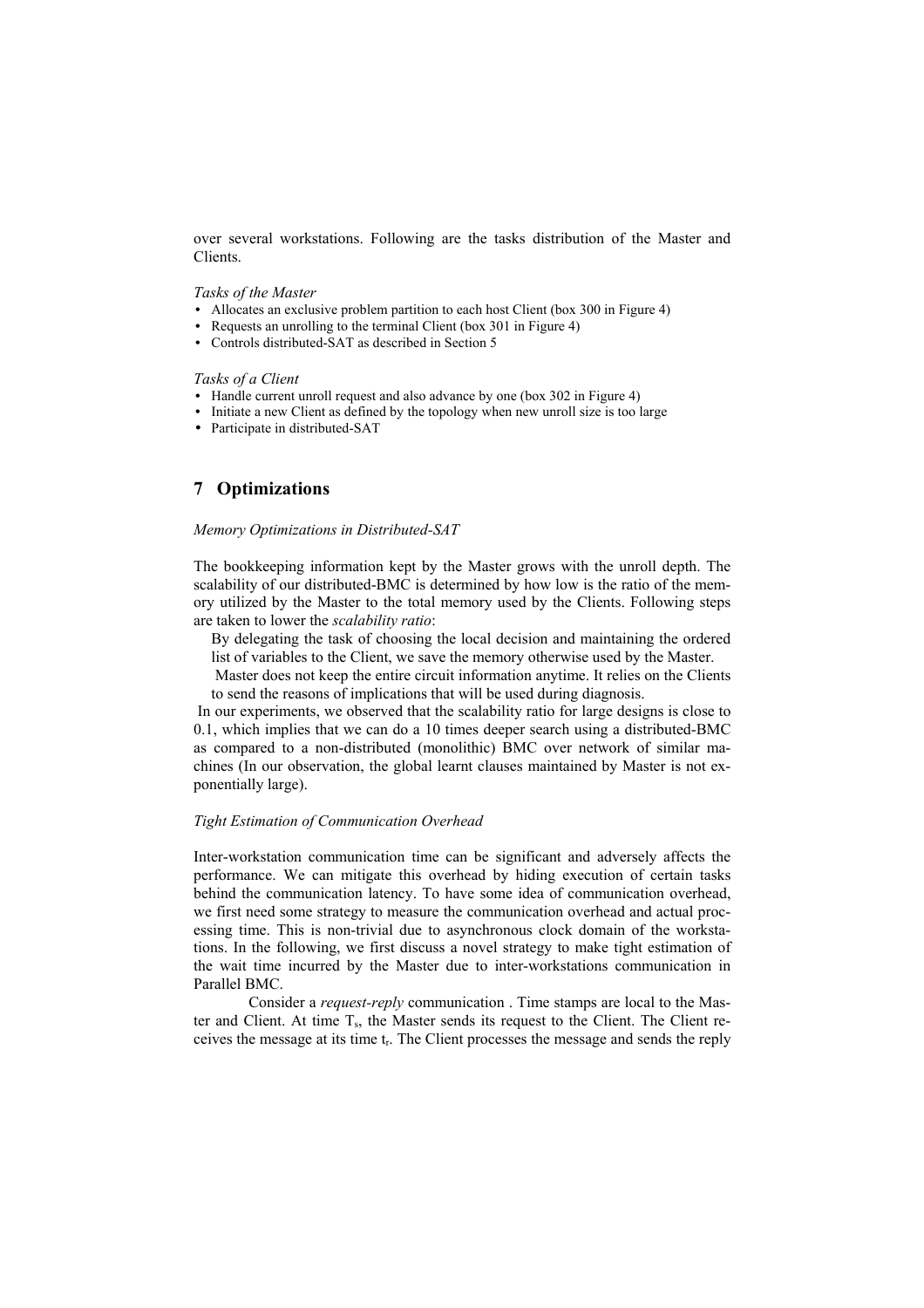over several workstations. Following are the tasks distribution of the Master and Clients.

*Tasks of the Master*

- Allocates an exclusive problem partition to each host Client (box 300 in Figure 4)
- Requests an unrolling to the terminal Client (box 301 in Figure 4)
- Controls distributed-SAT as described in Section 5

*Tasks of a Client*

- Handle current unroll request and also advance by one (box 302 in Figure 4)
- Initiate a new Client as defined by the topology when new unroll size is too large
- Participate in distributed-SAT

## 7 Optimizations

*Memory Optimizations in Distributed-SAT*

The bookkeeping information kept by the Master grows with the unroll depth. The scalability of our distributed-BMC is determined by how low is the ratio of the memory utilized by the Master to the total memory used by the Clients. Following steps are taken to lower the *scalability ratio*:

By delegating the task of choosing the local decision and maintaining the ordered list of variables to the Client, we save the memory otherwise used by the Master.

Master does not keep the entire circuit information anytime. It relies on the Clients to send the reasons of implications that will be used during diagnosis.

In our experiments, we observed that the scalability ratio for large designs is close to 0.1, which implies that we can do a 10 times deeper search using a distributed-BMC as compared to a non-distributed (monolithic) BMC over network of similar machines (In our observation, the global learnt clauses maintained by Master is not exponentially large).

*Tight Estimation of Communication Overhead*

Inter-workstation communication time can be significant and adversely affects the performance. We can mitigate this overhead by hiding execution of certain tasks behind the communication latency. To have some idea of communication overhead, we first need some strategy to measure the communication overhead and actual processing time. This is non-trivial due to asynchronous clock domain of the workstations. In the following, we first discuss a novel strategy to make tight estimation of the wait time incurred by the Master due to inter-workstations communication in Parallel BMC.

Consider a *request-reply* communication . Time stamps are local to the Master and Client. At time $T_s$, the Master sends its request to the Client. The Client receives the message at its time $t_r$. The Client processes the message and sends the reply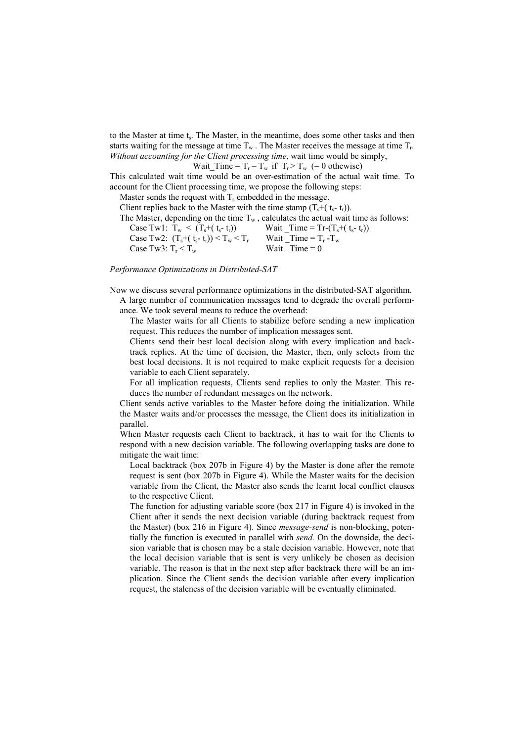to the Master at time $t_s$. The Master, in the meantime, does some other tasks and then starts waiting for the message at time $T_w$. The Master receives the message at time $T_r$. *Without accounting for the Client processing time*, wait time would be simply,

$$Wait\_Time = T_r - T_w \text{ if } T_r > T_w \ (= 0 \text{ othewise})$$

This calculated wait time would be an over-estimation of the actual wait time. To account for the Client processing time, we propose the following steps:

Master sends the request with $T_s$ embedded in the message.

Client replies back to the Master with the time stamp $(T_s+(t_s-t_r))$.

The Master, depending on the time $T_w$, calculates the actual wait time as follows:

Case Tw1: $T_w < (T_s+(t_s-t_r))$ — Wait _Time = $Tr-(T_s+(t_s-t_r))$

Case Tw2: $(T_s+(t_s-t_r)) < T_w < T_r$ — Wait _Time = $T_r - T_w$

Case Tw3: $T_r < T_w$ — Wait _Time = 0

*Performance Optimizations in Distributed-SAT*

Now we discuss several performance optimizations in the distributed-SAT algorithm.

A large number of communication messages tend to degrade the overall performance. We took several means to reduce the overhead:

- The Master waits for all Clients to stabilize before sending a new implication request. This reduces the number of implication messages sent.
- Clients send their best local decision along with every implication and backtrack replies. At the time of decision, the Master, then, only selects from the best local decisions. It is not required to make explicit requests for a decision variable to each Client separately.
- For all implication requests, Clients send replies to only the Master. This reduces the number of redundant messages on the network.

Client sends active variables to the Master before doing the initialization. While the Master waits and/or processes the message, the Client does its initialization in parallel.

When Master requests each Client to backtrack, it has to wait for the Clients to respond with a new decision variable. The following overlapping tasks are done to mitigate the wait time:

- Local backtrack (box 207b in Figure 4) by the Master is done after the remote request is sent (box 207b in Figure 4). While the Master waits for the decision variable from the Client, the Master also sends the learnt local conflict clauses to the respective Client.
- The function for adjusting variable score (box 217 in Figure 4) is invoked in the Client after it sends the next decision variable (during backtrack request from the Master) (box 216 in Figure 4). Since *message-send* is non-blocking, potentially the function is executed in parallel with *send.* On the downside, the decision variable that is chosen may be a stale decision variable. However, note that the local decision variable that is sent is very unlikely be chosen as decision variable. The reason is that in the next step after backtrack there will be an implication. Since the Client sends the decision variable after every implication request, the staleness of the decision variable will be eventually eliminated.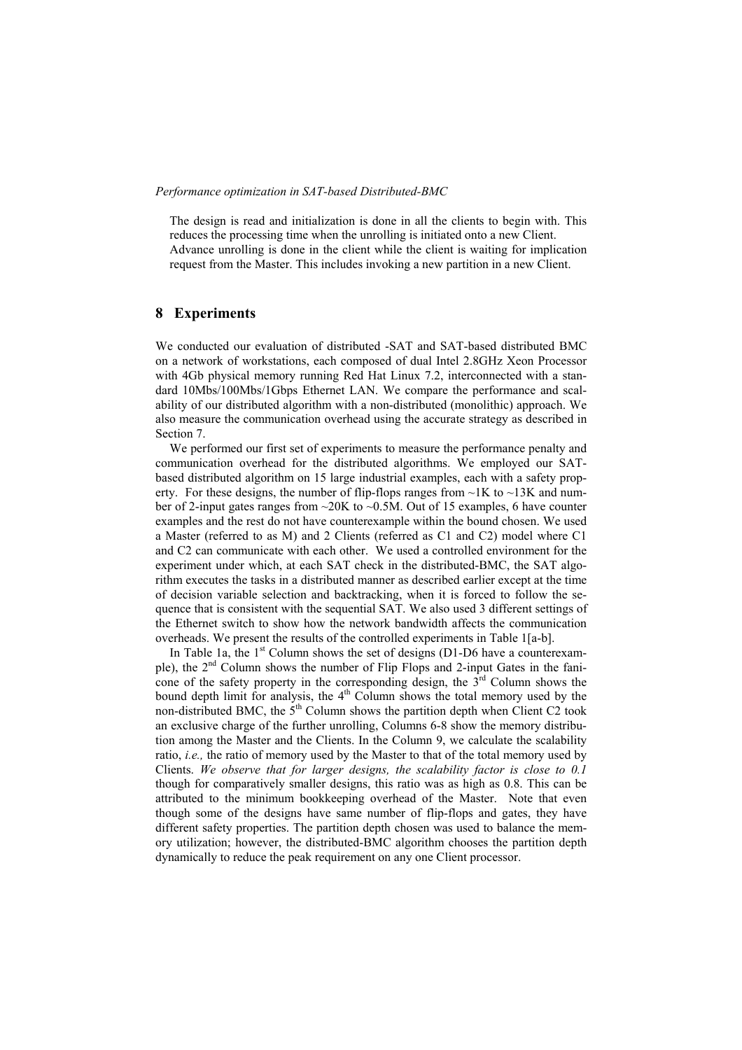The design is read and initialization is done in all the clients to begin with. This reduces the processing time when the unrolling is initiated onto a new Client. Advance unrolling is done in the client while the client is waiting for implication request from the Master. This includes invoking a new partition in a new Client.

## 8 Experiments

We conducted our evaluation of distributed -SAT and SAT-based distributed BMC on a network of workstations, each composed of dual Intel 2.8GHz Xeon Processor with 4Gb physical memory running Red Hat Linux 7.2, interconnected with a standard 10Mbs/100Mbs/1Gbps Ethernet LAN. We compare the performance and scalability of our distributed algorithm with a non-distributed (monolithic) approach. We also measure the communication overhead using the accurate strategy as described in Section 7.

We performed our first set of experiments to measure the performance penalty and communication overhead for the distributed algorithms. We employed our SAT-based distributed algorithm on 15 large industrial examples, each with a safety property. For these designs, the number of flip-flops ranges from ~1K to ~13K and number of 2-input gates ranges from ~20K to ~0.5M. Out of 15 examples, 6 have counter examples and the rest do not have counterexample within the bound chosen. We used a Master (referred to as M) and 2 Clients (referred as C1 and C2) model where C1 and C2 can communicate with each other. We used a controlled environment for the experiment under which, at each SAT check in the distributed-BMC, the SAT algorithm executes the tasks in a distributed manner as described earlier except at the time of decision variable selection and backtracking, when it is forced to follow the sequence that is consistent with the sequential SAT. We also used 3 different settings of the Ethernet switch to show how the network bandwidth affects the communication overheads. We present the results of the controlled experiments in Table 1[a-b].

In Table 1a, the 1st Column shows the set of designs (D1-D6 have a counterexample), the 2nd Column shows the number of Flip Flops and 2-input Gates in the fanicone of the safety property in the corresponding design, the 3rd Column shows the bound depth limit for analysis, the 4th Column shows the total memory used by the non-distributed BMC, the 5th Column shows the partition depth when Client C2 took an exclusive charge of the further unrolling, Columns 6-8 show the memory distribution among the Master and the Clients. In the Column 9, we calculate the scalability ratio, *i.e.,* the ratio of memory used by the Master to that of the total memory used by Clients. *We observe that for larger designs, the scalability factor is close to 0.1* though for comparatively smaller designs, this ratio was as high as 0.8. This can be attributed to the minimum bookkeeping overhead of the Master. Note that even though some of the designs have same number of flip-flops and gates, they have different safety properties. The partition depth chosen was used to balance the memory utilization; however, the distributed-BMC algorithm chooses the partition depth dynamically to reduce the peak requirement on any one Client processor.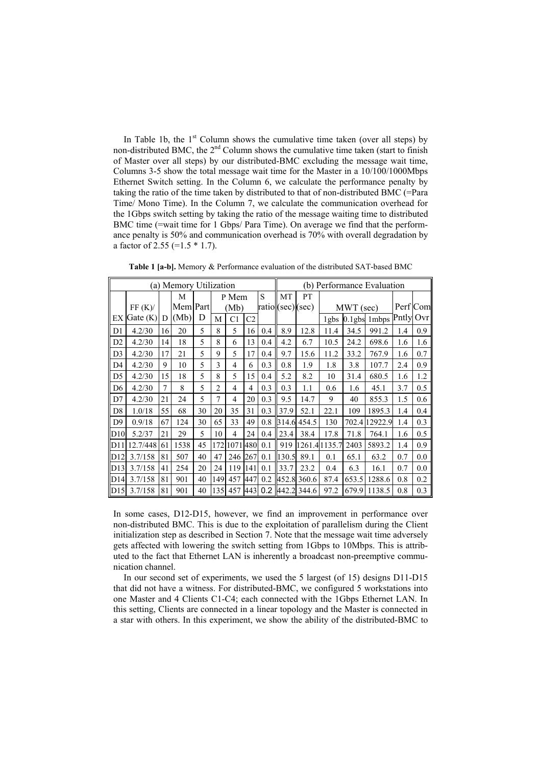In Table 1b, the 1st Column shows the cumulative time taken (over all steps) by non-distributed BMC, the 2nd Column shows the cumulative time taken (start to finish of Master over all steps) by our distributed-BMC excluding the message wait time, Columns 3-5 show the total message wait time for the Master in a 10/100/1000Mbps Ethernet Switch setting. In the Column 6, we calculate the performance penalty by taking the ratio of the time taken by distributed to that of non-distributed BMC (=Para Time/ Mono Time). In the Column 7, we calculate the communication overhead for the 1Gbps switch setting by taking the ratio of the message waiting time to distributed BMC time (=wait time for 1 Gbps/ Para Time). On average we find that the performance penalty is 50% and communication overhead is 70% with overall degradation by a factor of 2.55 (=1.5 * 1.7).

**Table 1 [a-b].** Memory & Performance evaluation of the distributed SAT-based BMC

| (a) Memory Utilization | | | | | | | | | (b) Performance Evaluation | | | | | | |
|---|---|---|---|---|---|---|---|---|---|---|---|---|---|---|---|
| EX | FF (K)/ Gate (K) | D | M Mem (Mb) | Part D | P Mem (Mb) | | | S ratio | MT (sec) | PT (sec) | MWT (sec) | | | Perf Pntly | Com Ovr |
| | | | | | M | C1 | C2 | | | | 1gbs | 0.1gbs | 1mbps | | |
| D1 | 4.2/30 | 16 | 20 | 5 | 8 | 5 | 16 | 0.4 | 8.9 | 12.8 | 11.4 | 34.5 | 991.2 | 1.4 | 0.9 |
| D2 | 4.2/30 | 14 | 18 | 5 | 8 | 6 | 13 | 0.4 | 4.2 | 6.7 | 10.5 | 24.2 | 698.6 | 1.6 | 1.6 |
| D3 | 4.2/30 | 17 | 21 | 5 | 9 | 5 | 17 | 0.4 | 9.7 | 15.6 | 11.2 | 33.2 | 767.9 | 1.6 | 0.7 |
| D4 | 4.2/30 | 9 | 10 | 5 | 3 | 4 | 6 | 0.3 | 0.8 | 1.9 | 1.8 | 3.8 | 107.7 | 2.4 | 0.9 |
| D5 | 4.2/30 | 15 | 18 | 5 | 8 | 5 | 15 | 0.4 | 5.2 | 8.2 | 10 | 31.4 | 680.5 | 1.6 | 1.2 |
| D6 | 4.2/30 | 7 | 8 | 5 | 2 | 4 | 4 | 0.3 | 0.3 | 1.1 | 0.6 | 1.6 | 45.1 | 3.7 | 0.5 |
| D7 | 4.2/30 | 21 | 24 | 5 | 7 | 4 | 20 | 0.3 | 9.5 | 14.7 | 9 | 40 | 855.3 | 1.5 | 0.6 |
| D8 | 1.0/18 | 55 | 68 | 30 | 20 | 35 | 31 | 0.3 | 37.9 | 52.1 | 22.1 | 109 | 1895.3 | 1.4 | 0.4 |
| D9 | 0.9/18 | 67 | 124 | 30 | 65 | 33 | 49 | 0.8 | 314.6 | 454.5 | 130 | 702.4 | 12922.9 | 1.4 | 0.3 |
| D10 | 5.2/37 | 21 | 29 | 5 | 10 | 4 | 24 | 0.4 | 23.4 | 38.4 | 17.8 | 71.8 | 764.1 | 1.6 | 0.5 |
| D11 | 12.7/448 | 61 | 1538 | 45 | 172 | 1071 | 480 | 0.1 | 919 | 1261.4 | 1135.7 | 2403 | 5893.2 | 1.4 | 0.9 |
| D12 | 3.7/158 | 81 | 507 | 40 | 47 | 246 | 267 | 0.1 | 130.5 | 89.1 | 0.1 | 65.1 | 63.2 | 0.7 | 0.0 |
| D13 | 3.7/158 | 41 | 254 | 20 | 24 | 119 | 141 | 0.1 | 33.7 | 23.2 | 0.4 | 6.3 | 16.1 | 0.7 | 0.0 |
| D14 | 3.7/158 | 81 | 901 | 40 | 149 | 457 | 447 | 0.2 | 452.8 | 360.6 | 87.4 | 653.5 | 1288.6 | 0.8 | 0.2 |
| D15 | 3.7/158 | 81 | 901 | 40 | 135 | 457 | 443 | 0.2 | 442.2 | 344.6 | 97.2 | 679.9 | 1138.5 | 0.8 | 0.3 |

In some cases, D12-D15, however, we find an improvement in performance over non-distributed BMC. This is due to the exploitation of parallelism during the Client initialization step as described in Section 7. Note that the message wait time adversely gets affected with lowering the switch setting from 1Gbps to 10Mbps. This is attributed to the fact that Ethernet LAN is inherently a broadcast non-preemptive communication channel.

In our second set of experiments, we used the 5 largest (of 15) designs D11-D15 that did not have a witness. For distributed-BMC, we configured 5 workstations into one Master and 4 Clients C1-C4; each connected with the 1Gbps Ethernet LAN. In this setting, Clients are connected in a linear topology and the Master is connected in a star with others. In this experiment, we show the ability of the distributed-BMC to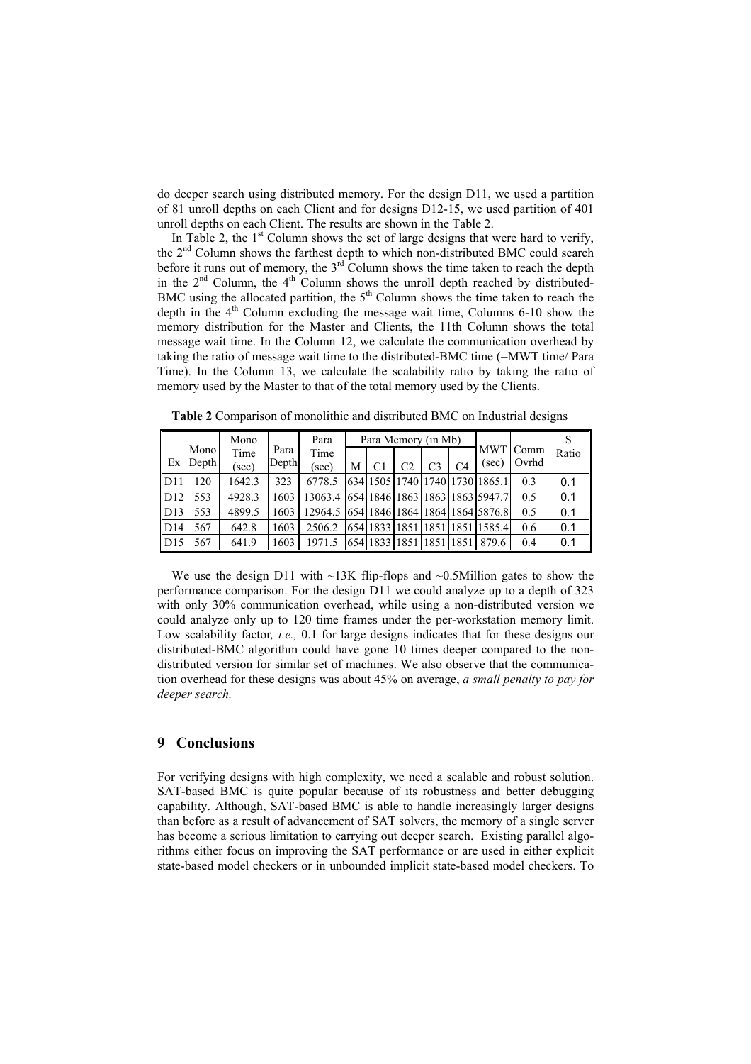do deeper search using distributed memory. For the design D11, we used a partition of 81 unroll depths on each Client and for designs D12-15, we used partition of 401 unroll depths on each Client. The results are shown in the Table 2.

In Table 2, the 1[st] Column shows the set of large designs that were hard to verify, the 2[nd] Column shows the farthest depth to which non-distributed BMC could search before it runs out of memory, the 3[rd] Column shows the time taken to reach the depth in the 2[nd] Column, the 4[th] Column shows the unroll depth reached by distributed-BMC using the allocated partition, the 5[th] Column shows the time taken to reach the depth in the 4[th] Column excluding the message wait time, Columns 6-10 show the memory distribution for the Master and Clients, the 11th Column shows the total message wait time. In the Column 12, we calculate the communication overhead by taking the ratio of message wait time to the distributed-BMC time (=MWT time/ Para Time). In the Column 13, we calculate the scalability ratio by taking the ratio of memory used by the Master to that of the total memory used by the Clients.

**Table 2** Comparison of monolithic and distributed BMC on Industrial designs

| Ex | Mono Depth | Mono Time (sec) | Para Depth | Para Time (sec) | Para Memory (in Mb) | | | | | MWT (sec) | Comm Ovrhd | S Ratio |
|---|---|---|---|---|---|---|---|---|---|---|---|---|
| | | | | | M | C1 | C2 | C3 | C4 | | | |
| D11 | 120 | 1642.3 | 323 | 6778.5 | 634 | 1505 | 1740 | 1740 | 1730 | 1865.1 | 0.3 | 0.1 |
| D12 | 553 | 4928.3 | 1603 | 13063.4 | 654 | 1846 | 1863 | 1863 | 1863 | 5947.7 | 0.5 | 0.1 |
| D13 | 553 | 4899.5 | 1603 | 12964.5 | 654 | 1846 | 1864 | 1864 | 1864 | 5876.8 | 0.5 | 0.1 |
| D14 | 567 | 642.8 | 1603 | 2506.2 | 654 | 1833 | 1851 | 1851 | 1851 | 1585.4 | 0.6 | 0.1 |
| D15 | 567 | 641.9 | 1603 | 1971.5 | 654 | 1833 | 1851 | 1851 | 1851 | 879.6 | 0.4 | 0.1 |

We use the design D11 with ~13K flip-flops and ~0.5Million gates to show the performance comparison. For the design D11 we could analyze up to a depth of 323 with only 30% communication overhead, while using a non-distributed version we could analyze only up to 120 time frames under the per-workstation memory limit. Low scalability factor*, i.e.,* 0.1 for large designs indicates that for these designs our distributed-BMC algorithm could have gone 10 times deeper compared to the non-distributed version for similar set of machines. We also observe that the communication overhead for these designs was about 45% on average, *a small penalty to pay for deeper search.*

## 9 Conclusions

For verifying designs with high complexity, we need a scalable and robust solution. SAT-based BMC is quite popular because of its robustness and better debugging capability. Although, SAT-based BMC is able to handle increasingly larger designs than before as a result of advancement of SAT solvers, the memory of a single server has become a serious limitation to carrying out deeper search. Existing parallel algorithms either focus on improving the SAT performance or are used in either explicit state-based model checkers or in unbounded implicit state-based model checkers. To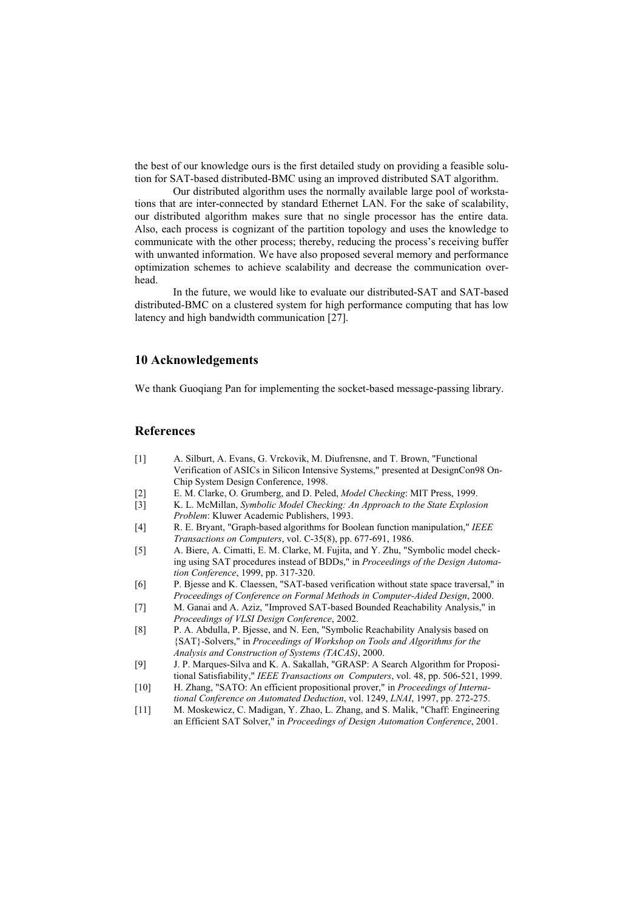the best of our knowledge ours is the first detailed study on providing a feasible solution for SAT-based distributed-BMC using an improved distributed SAT algorithm.

Our distributed algorithm uses the normally available large pool of workstations that are inter-connected by standard Ethernet LAN. For the sake of scalability, our distributed algorithm makes sure that no single processor has the entire data. Also, each process is cognizant of the partition topology and uses the knowledge to communicate with the other process; thereby, reducing the process's receiving buffer with unwanted information. We have also proposed several memory and performance optimization schemes to achieve scalability and decrease the communication overhead.

In the future, we would like to evaluate our distributed-SAT and SAT-based distributed-BMC on a clustered system for high performance computing that has low latency and high bandwidth communication [27].

## 10 Acknowledgements

We thank Guoqiang Pan for implementing the socket-based message-passing library.

## References

[1] A. Silburt, A. Evans, G. Vrckovik, M. Diufrensne, and T. Brown, "Functional Verification of ASICs in Silicon Intensive Systems," presented at DesignCon98 On-Chip System Design Conference, 1998.

[2] E. M. Clarke, O. Grumberg, and D. Peled, *Model Checking*: MIT Press, 1999.

[3] K. L. McMillan, *Symbolic Model Checking: An Approach to the State Explosion Problem*: Kluwer Academic Publishers, 1993.

[4] R. E. Bryant, "Graph-based algorithms for Boolean function manipulation," *IEEE Transactions on Computers*, vol. C-35(8), pp. 677-691, 1986.

[5] A. Biere, A. Cimatti, E. M. Clarke, M. Fujita, and Y. Zhu, "Symbolic model checking using SAT procedures instead of BDDs," in *Proceedings of the Design Automation Conference*, 1999, pp. 317-320.

[6] P. Bjesse and K. Claessen, "SAT-based verification without state space traversal," in *Proceedings of Conference on Formal Methods in Computer-Aided Design*, 2000.

[7] M. Ganai and A. Aziz, "Improved SAT-based Bounded Reachability Analysis," in *Proceedings of VLSI Design Conference*, 2002.

[8] P. A. Abdulla, P. Bjesse, and N. Een, "Symbolic Reachability Analysis based on {SAT}-Solvers," in *Proceedings of Workshop on Tools and Algorithms for the Analysis and Construction of Systems (TACAS)*, 2000.

[9] J. P. Marques-Silva and K. A. Sakallah, "GRASP: A Search Algorithm for Propositional Satisfiability," *IEEE Transactions on Computers*, vol. 48, pp. 506-521, 1999.

[10] H. Zhang, "SATO: An efficient propositional prover," in *Proceedings of International Conference on Automated Deduction*, vol. 1249, *LNAI*, 1997, pp. 272-275.

[11] M. Moskewicz, C. Madigan, Y. Zhao, L. Zhang, and S. Malik, "Chaff: Engineering an Efficient SAT Solver," in *Proceedings of Design Automation Conference*, 2001.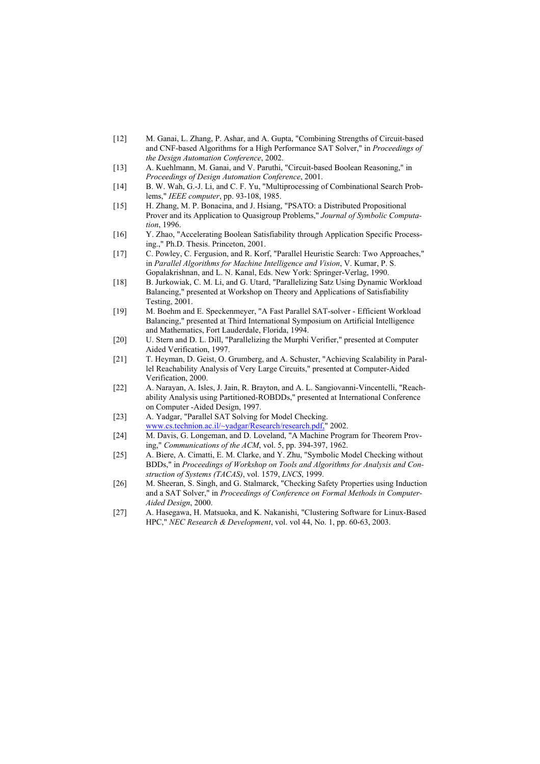[12] M. Ganai, L. Zhang, P. Ashar, and A. Gupta, "Combining Strengths of Circuit-based and CNF-based Algorithms for a High Performance SAT Solver," in *Proceedings of the Design Automation Conference*, 2002.

[13] A. Kuehlmann, M. Ganai, and V. Paruthi, "Circuit-based Boolean Reasoning," in *Proceedings of Design Automation Conference*, 2001.

[14] B. W. Wah, G.-J. Li, and C. F. Yu, "Multiprocessing of Combinational Search Problems," *IEEE computer*, pp. 93-108, 1985.

[15] H. Zhang, M. P. Bonacina, and J. Hsiang, "PSATO: a Distributed Propositional Prover and its Application to Quasigroup Problems," *Journal of Symbolic Computation*, 1996.

[16] Y. Zhao, "Accelerating Boolean Satisfiability through Application Specific Processing.," Ph.D. Thesis. Princeton, 2001.

[17] C. Powley, C. Fergusion, and R. Korf, "Parallel Heuristic Search: Two Approaches," in *Parallel Algorithms for Machine Intelligence and Vision*, V. Kumar, P. S. Gopalakrishnan, and L. N. Kanal, Eds. New York: Springer-Verlag, 1990.

[18] B. Jurkowiak, C. M. Li, and G. Utard, "Parallelizing Satz Using Dynamic Workload Balancing," presented at Workshop on Theory and Applications of Satisfiability Testing, 2001.

[19] M. Boehm and E. Speckenmeyer, "A Fast Parallel SAT-solver - Efficient Workload Balancing," presented at Third International Symposium on Artificial Intelligence and Mathematics, Fort Lauderdale, Florida, 1994.

[20] U. Stern and D. L. Dill, "Parallelizing the Murphi Verifier," presented at Computer Aided Verification, 1997.

[21] T. Heyman, D. Geist, O. Grumberg, and A. Schuster, "Achieving Scalability in Parallel Reachability Analysis of Very Large Circuits," presented at Computer-Aided Verification, 2000.

[22] A. Narayan, A. Isles, J. Jain, R. Brayton, and A. L. Sangiovanni-Vincentelli, "Reachability Analysis using Partitioned-ROBDDs," presented at International Conference on Computer -Aided Design, 1997.

[23] A. Yadgar, "Parallel SAT Solving for Model Checking. www.cs.technion.ac.il/~yadgar/Research/research.pdf," 2002.

[24] M. Davis, G. Longeman, and D. Loveland, "A Machine Program for Theorem Proving," *Communications of the ACM*, vol. 5, pp. 394-397, 1962.

[25] A. Biere, A. Cimatti, E. M. Clarke, and Y. Zhu, "Symbolic Model Checking without BDDs," in *Proceedings of Workshop on Tools and Algorithms for Analysis and Construction of Systems (TACAS)*, vol. 1579, *LNCS*, 1999.

[26] M. Sheeran, S. Singh, and G. Stalmarck, "Checking Safety Properties using Induction and a SAT Solver," in *Proceedings of Conference on Formal Methods in Computer-Aided Design*, 2000.

[27] A. Hasegawa, H. Matsuoka, and K. Nakanishi, "Clustering Software for Linux-Based HPC," *NEC Research & Development*, vol. vol 44, No. 1, pp. 60-63, 2003.